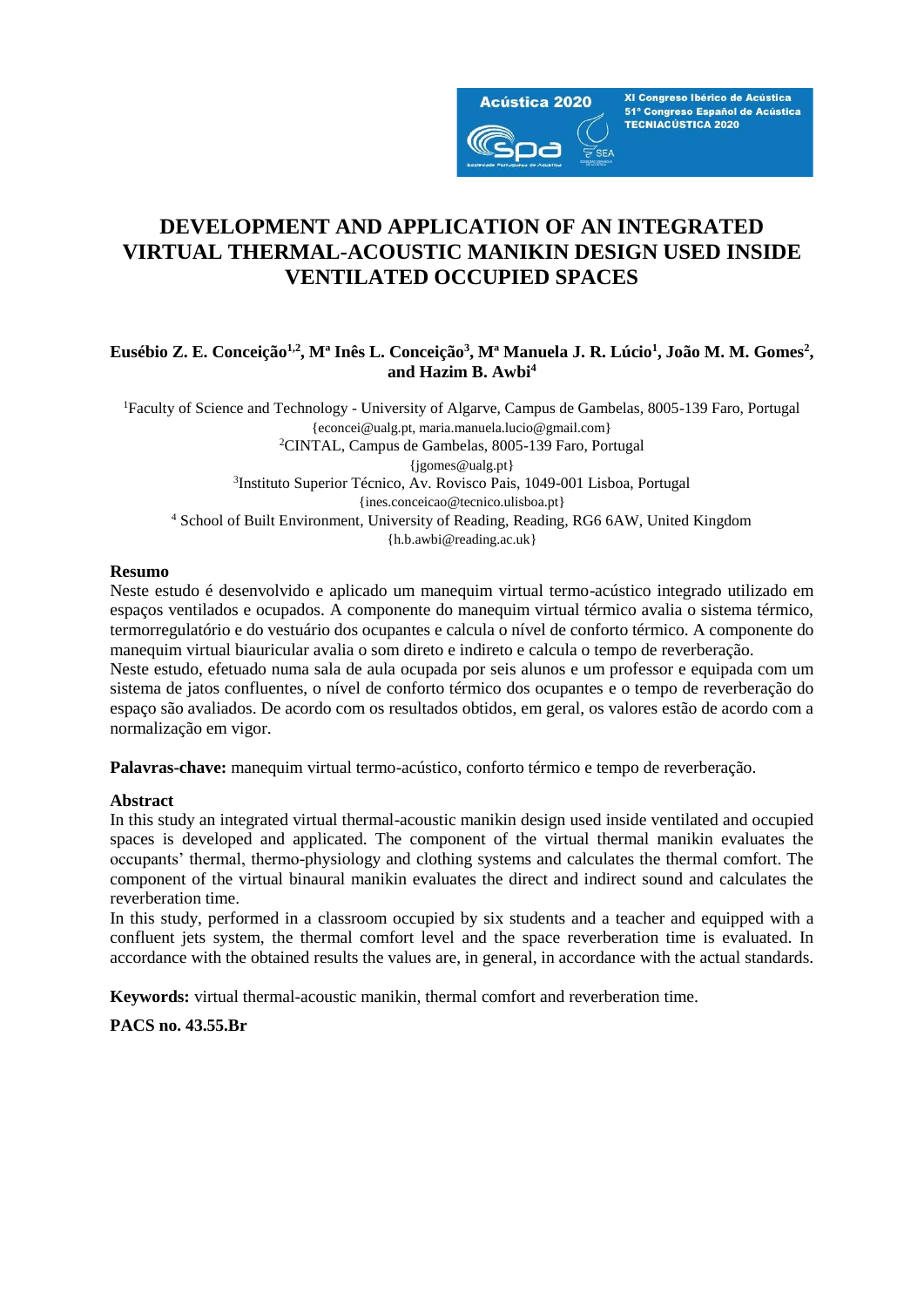# DEVELOPMENT AND APPLICATION OF AN INTEGRATED VIRTUAL THERMAL-ACOUSTIC MANIKIN DESIGN USED INSIDE VENTILATED OCCUPIED SPACES

**Eusébio Z. E. Conceição[1,2], Mª Inês L. Conceição[3], Mª Manuela J. R. Lúcio[1], João M. M. Gomes[2], and Hazim B. Awbi[4]**

[1]Faculty of Science and Technology - University of Algarve, Campus de Gambelas, 8005-139 Faro, Portugal
{econcei@ualg.pt, maria.manuela.lucio@gmail.com}
[2]CINTAL, Campus de Gambelas, 8005-139 Faro, Portugal
{jgomes@ualg.pt}
[3]Instituto Superior Técnico, Av. Rovisco Pais, 1049-001 Lisboa, Portugal
{ines.conceicao@tecnico.ulisboa.pt}
[4] School of Built Environment, University of Reading, Reading, RG6 6AW, United Kingdom
{h.b.awbi@reading.ac.uk}

## Resumo

Neste estudo é desenvolvido e aplicado um manequim virtual termo-acústico integrado utilizado em espaços ventilados e ocupados. A componente do manequim virtual térmico avalia o sistema térmico, termorregulatório e do vestuário dos ocupantes e calcula o nível de conforto térmico. A componente do manequim virtual biauricular avalia o som direto e indireto e calcula o tempo de reverberação.

Neste estudo, efetuado numa sala de aula ocupada por seis alunos e um professor e equipada com um sistema de jatos confluentes, o nível de conforto térmico dos ocupantes e o tempo de reverberação do espaço são avaliados. De acordo com os resultados obtidos, em geral, os valores estão de acordo com a normalização em vigor.

**Palavras-chave:** manequim virtual termo-acústico, conforto térmico e tempo de reverberação.

## Abstract

In this study an integrated virtual thermal-acoustic manikin design used inside ventilated and occupied spaces is developed and applicated. The component of the virtual thermal manikin evaluates the occupants' thermal, thermo-physiology and clothing systems and calculates the thermal comfort. The component of the virtual binaural manikin evaluates the direct and indirect sound and calculates the reverberation time.

In this study, performed in a classroom occupied by six students and a teacher and equipped with a confluent jets system, the thermal comfort level and the space reverberation time is evaluated. In accordance with the obtained results the values are, in general, in accordance with the actual standards.

**Keywords:** virtual thermal-acoustic manikin, thermal comfort and reverberation time.

**PACS no. 43.55.Br**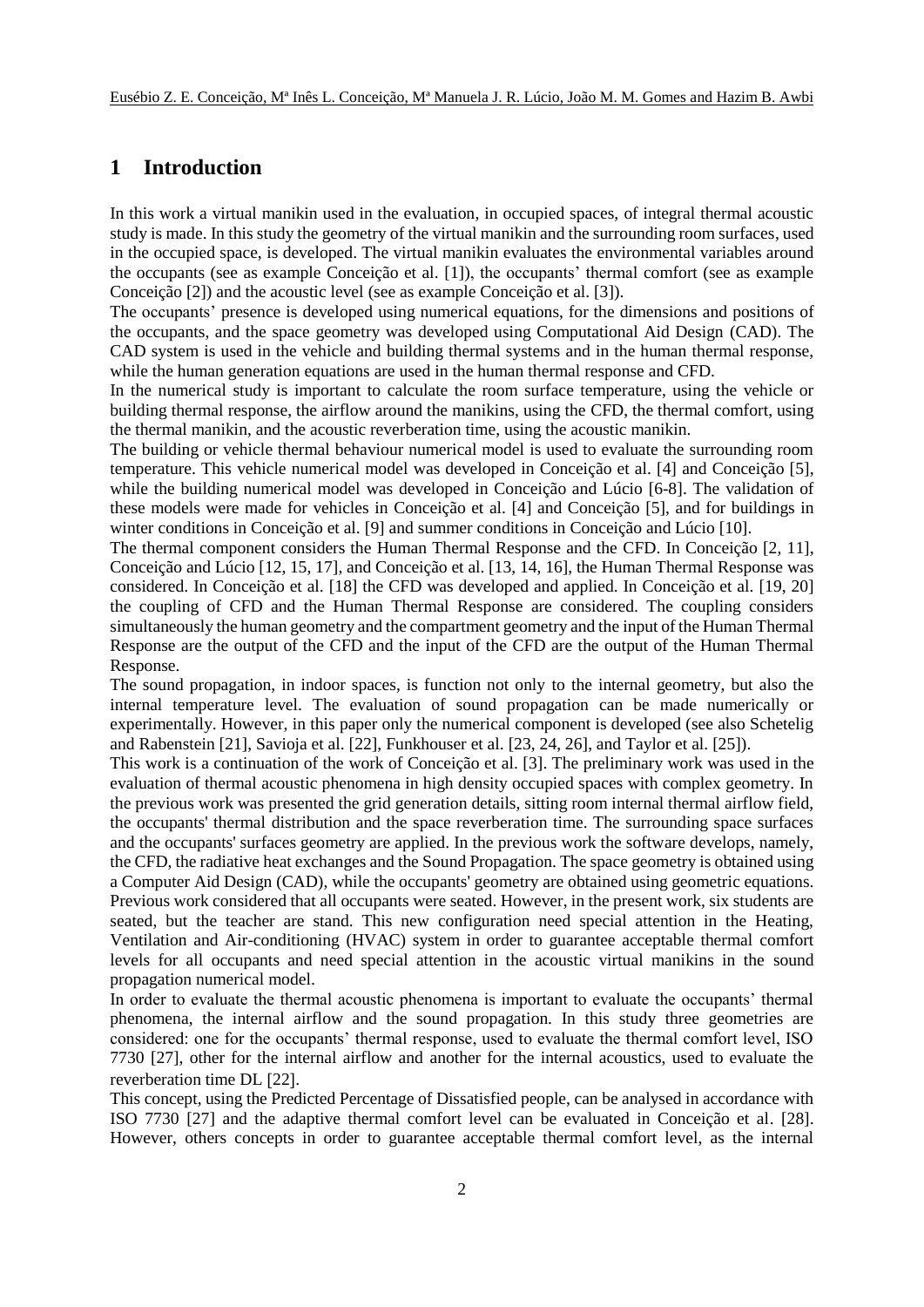# 1 Introduction

In this work a virtual manikin used in the evaluation, in occupied spaces, of integral thermal acoustic study is made. In this study the geometry of the virtual manikin and the surrounding room surfaces, used in the occupied space, is developed. The virtual manikin evaluates the environmental variables around the occupants (see as example Conceição et al. [1]), the occupants' thermal comfort (see as example Conceição [2]) and the acoustic level (see as example Conceição et al. [3]).

The occupants' presence is developed using numerical equations, for the dimensions and positions of the occupants, and the space geometry was developed using Computational Aid Design (CAD). The CAD system is used in the vehicle and building thermal systems and in the human thermal response, while the human generation equations are used in the human thermal response and CFD.

In the numerical study is important to calculate the room surface temperature, using the vehicle or building thermal response, the airflow around the manikins, using the CFD, the thermal comfort, using the thermal manikin, and the acoustic reverberation time, using the acoustic manikin.

The building or vehicle thermal behaviour numerical model is used to evaluate the surrounding room temperature. This vehicle numerical model was developed in Conceição et al. [4] and Conceição [5], while the building numerical model was developed in Conceição and Lúcio [6-8]. The validation of these models were made for vehicles in Conceição et al. [4] and Conceição [5], and for buildings in winter conditions in Conceição et al. [9] and summer conditions in Conceição and Lúcio [10].

The thermal component considers the Human Thermal Response and the CFD. In Conceição [2, 11], Conceição and Lúcio [12, 15, 17], and Conceição et al. [13, 14, 16], the Human Thermal Response was considered. In Conceição et al. [18] the CFD was developed and applied. In Conceição et al. [19, 20] the coupling of CFD and the Human Thermal Response are considered. The coupling considers simultaneously the human geometry and the compartment geometry and the input of the Human Thermal Response are the output of the CFD and the input of the CFD are the output of the Human Thermal Response.

The sound propagation, in indoor spaces, is function not only to the internal geometry, but also the internal temperature level. The evaluation of sound propagation can be made numerically or experimentally. However, in this paper only the numerical component is developed (see also Schetelig and Rabenstein [21], Savioja et al. [22], Funkhouser et al. [23, 24, 26], and Taylor et al. [25]).

This work is a continuation of the work of Conceição et al. [3]. The preliminary work was used in the evaluation of thermal acoustic phenomena in high density occupied spaces with complex geometry. In the previous work was presented the grid generation details, sitting room internal thermal airflow field, the occupants' thermal distribution and the space reverberation time. The surrounding space surfaces and the occupants' surfaces geometry are applied. In the previous work the software develops, namely, the CFD, the radiative heat exchanges and the Sound Propagation. The space geometry is obtained using a Computer Aid Design (CAD), while the occupants' geometry are obtained using geometric equations. Previous work considered that all occupants were seated. However, in the present work, six students are seated, but the teacher are stand. This new configuration need special attention in the Heating, Ventilation and Air-conditioning (HVAC) system in order to guarantee acceptable thermal comfort levels for all occupants and need special attention in the acoustic virtual manikins in the sound propagation numerical model.

In order to evaluate the thermal acoustic phenomena is important to evaluate the occupants' thermal phenomena, the internal airflow and the sound propagation. In this study three geometries are considered: one for the occupants' thermal response, used to evaluate the thermal comfort level, ISO 7730 [27], other for the internal airflow and another for the internal acoustics, used to evaluate the reverberation time DL [22].

This concept, using the Predicted Percentage of Dissatisfied people, can be analysed in accordance with ISO 7730 [27] and the adaptive thermal comfort level can be evaluated in Conceição et al. [28]. However, others concepts in order to guarantee acceptable thermal comfort level, as the internal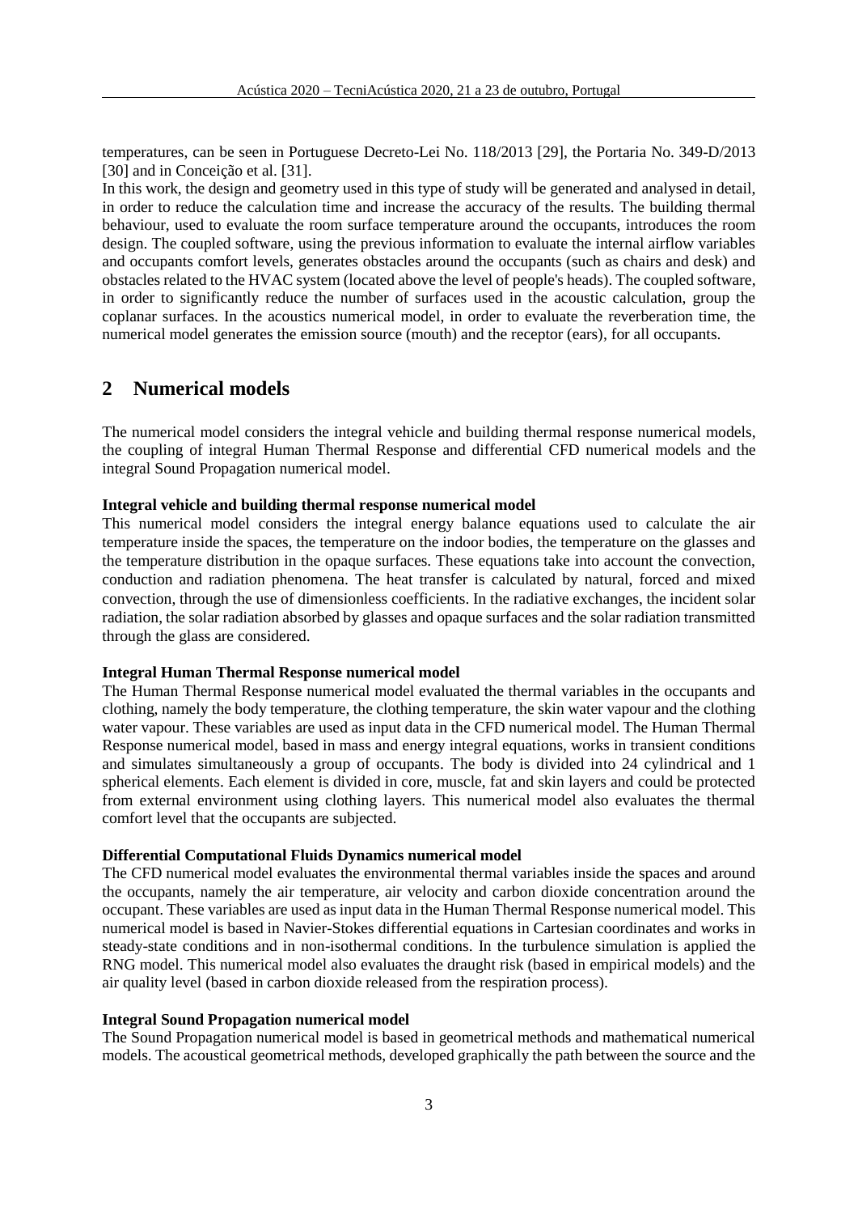temperatures, can be seen in Portuguese Decreto-Lei No. 118/2013 [29], the Portaria No. 349-D/2013 [30] and in Conceição et al. [31].

In this work, the design and geometry used in this type of study will be generated and analysed in detail, in order to reduce the calculation time and increase the accuracy of the results. The building thermal behaviour, used to evaluate the room surface temperature around the occupants, introduces the room design. The coupled software, using the previous information to evaluate the internal airflow variables and occupants comfort levels, generates obstacles around the occupants (such as chairs and desk) and obstacles related to the HVAC system (located above the level of people's heads). The coupled software, in order to significantly reduce the number of surfaces used in the acoustic calculation, group the coplanar surfaces. In the acoustics numerical model, in order to evaluate the reverberation time, the numerical model generates the emission source (mouth) and the receptor (ears), for all occupants.

## 2 Numerical models

The numerical model considers the integral vehicle and building thermal response numerical models, the coupling of integral Human Thermal Response and differential CFD numerical models and the integral Sound Propagation numerical model.

**Integral vehicle and building thermal response numerical model**

This numerical model considers the integral energy balance equations used to calculate the air temperature inside the spaces, the temperature on the indoor bodies, the temperature on the glasses and the temperature distribution in the opaque surfaces. These equations take into account the convection, conduction and radiation phenomena. The heat transfer is calculated by natural, forced and mixed convection, through the use of dimensionless coefficients. In the radiative exchanges, the incident solar radiation, the solar radiation absorbed by glasses and opaque surfaces and the solar radiation transmitted through the glass are considered.

**Integral Human Thermal Response numerical model**

The Human Thermal Response numerical model evaluated the thermal variables in the occupants and clothing, namely the body temperature, the clothing temperature, the skin water vapour and the clothing water vapour. These variables are used as input data in the CFD numerical model. The Human Thermal Response numerical model, based in mass and energy integral equations, works in transient conditions and simulates simultaneously a group of occupants. The body is divided into 24 cylindrical and 1 spherical elements. Each element is divided in core, muscle, fat and skin layers and could be protected from external environment using clothing layers. This numerical model also evaluates the thermal comfort level that the occupants are subjected.

**Differential Computational Fluids Dynamics numerical model**

The CFD numerical model evaluates the environmental thermal variables inside the spaces and around the occupants, namely the air temperature, air velocity and carbon dioxide concentration around the occupant. These variables are used as input data in the Human Thermal Response numerical model. This numerical model is based in Navier-Stokes differential equations in Cartesian coordinates and works in steady-state conditions and in non-isothermal conditions. In the turbulence simulation is applied the RNG model. This numerical model also evaluates the draught risk (based in empirical models) and the air quality level (based in carbon dioxide released from the respiration process).

**Integral Sound Propagation numerical model**

The Sound Propagation numerical model is based in geometrical methods and mathematical numerical models. The acoustical geometrical methods, developed graphically the path between the source and the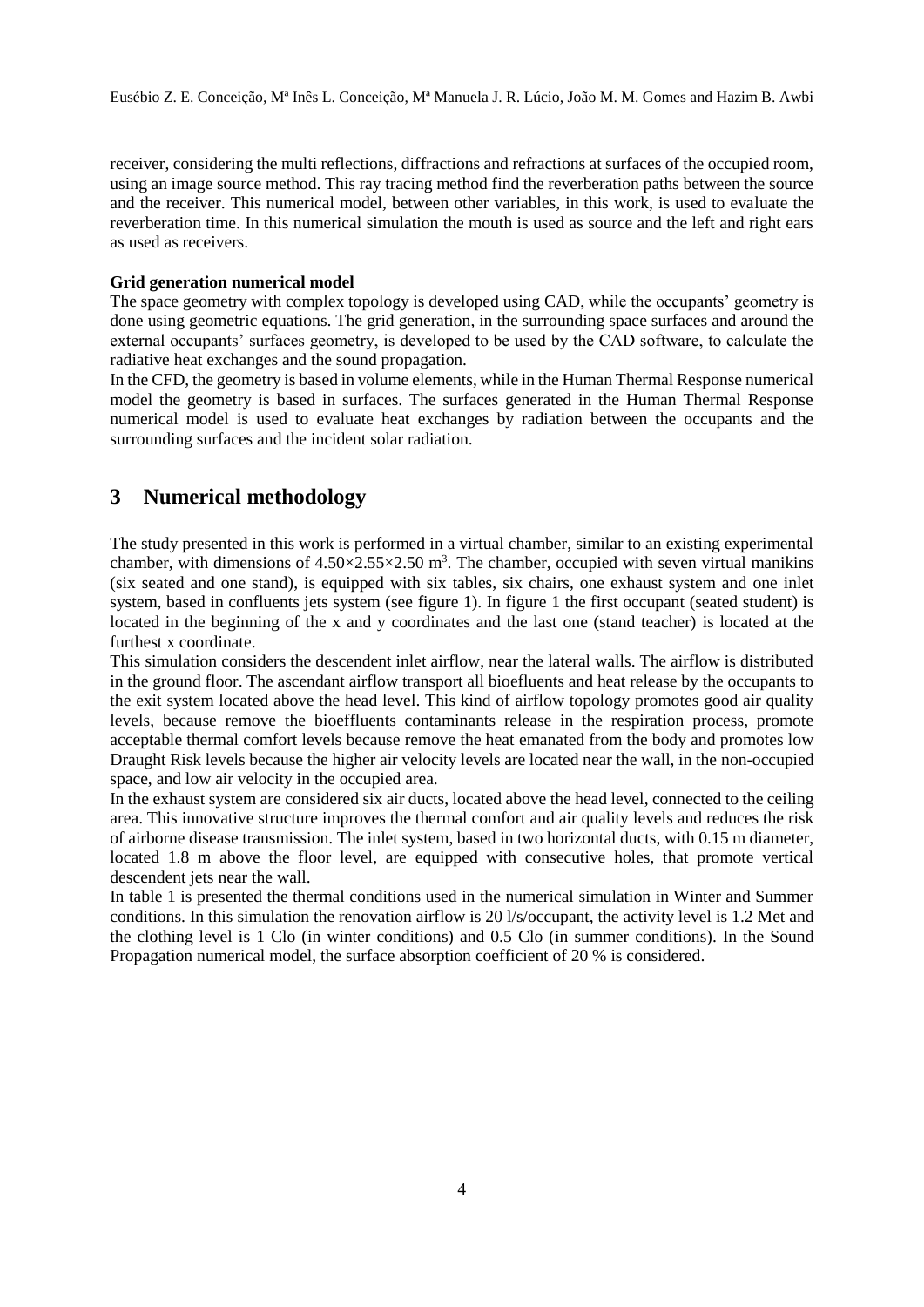receiver, considering the multi reflections, diffractions and refractions at surfaces of the occupied room, using an image source method. This ray tracing method find the reverberation paths between the source and the receiver. This numerical model, between other variables, in this work, is used to evaluate the reverberation time. In this numerical simulation the mouth is used as source and the left and right ears as used as receivers.

**Grid generation numerical model**

The space geometry with complex topology is developed using CAD, while the occupants' geometry is done using geometric equations. The grid generation, in the surrounding space surfaces and around the external occupants' surfaces geometry, is developed to be used by the CAD software, to calculate the radiative heat exchanges and the sound propagation.

In the CFD, the geometry is based in volume elements, while in the Human Thermal Response numerical model the geometry is based in surfaces. The surfaces generated in the Human Thermal Response numerical model is used to evaluate heat exchanges by radiation between the occupants and the surrounding surfaces and the incident solar radiation.

## 3 Numerical methodology

The study presented in this work is performed in a virtual chamber, similar to an existing experimental chamber, with dimensions of $4.50 \times 2.55 \times 2.50$ m$^3$. The chamber, occupied with seven virtual manikins (six seated and one stand), is equipped with six tables, six chairs, one exhaust system and one inlet system, based in confluents jets system (see figure 1). In figure 1 the first occupant (seated student) is located in the beginning of the x and y coordinates and the last one (stand teacher) is located at the furthest x coordinate.

This simulation considers the descendent inlet airflow, near the lateral walls. The airflow is distributed in the ground floor. The ascendant airflow transport all bioefluents and heat release by the occupants to the exit system located above the head level. This kind of airflow topology promotes good air quality levels, because remove the bioeffluents contaminants release in the respiration process, promote acceptable thermal comfort levels because remove the heat emanated from the body and promotes low Draught Risk levels because the higher air velocity levels are located near the wall, in the non-occupied space, and low air velocity in the occupied area.

In the exhaust system are considered six air ducts, located above the head level, connected to the ceiling area. This innovative structure improves the thermal comfort and air quality levels and reduces the risk of airborne disease transmission. The inlet system, based in two horizontal ducts, with 0.15 m diameter, located 1.8 m above the floor level, are equipped with consecutive holes, that promote vertical descendent jets near the wall.

In table 1 is presented the thermal conditions used in the numerical simulation in Winter and Summer conditions. In this simulation the renovation airflow is 20 l/s/occupant, the activity level is 1.2 Met and the clothing level is 1 Clo (in winter conditions) and 0.5 Clo (in summer conditions). In the Sound Propagation numerical model, the surface absorption coefficient of 20 % is considered.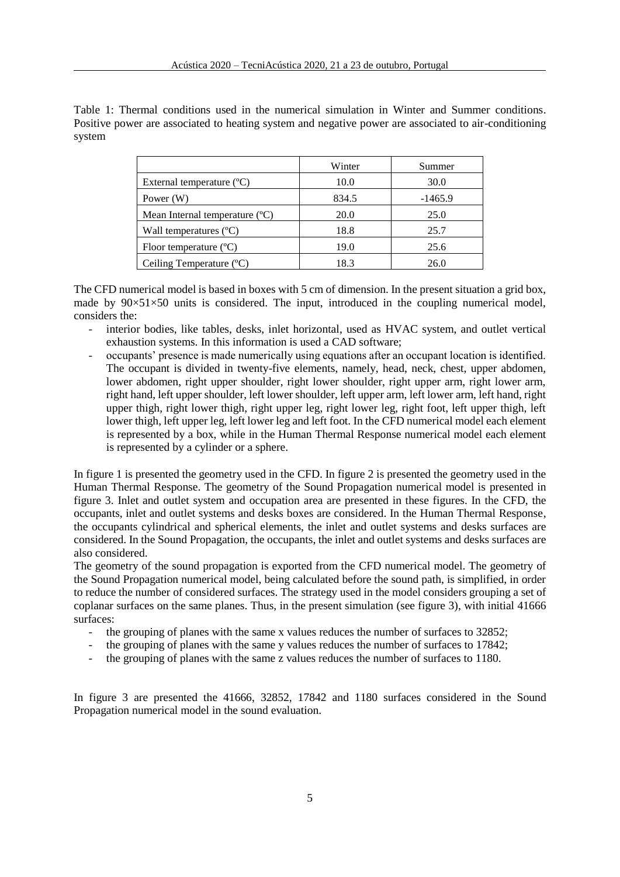Table 1: Thermal conditions used in the numerical simulation in Winter and Summer conditions. Positive power are associated to heating system and negative power are associated to air-conditioning system

| | Winter | Summer |
|---|---|---|
| External temperature (ºC) | 10.0 | 30.0 |
| Power (W) | 834.5 | -1465.9 |
| Mean Internal temperature (ºC) | 20.0 | 25.0 |
| Wall temperatures (ºC) | 18.8 | 25.7 |
| Floor temperature (ºC) | 19.0 | 25.6 |
| Ceiling Temperature (ºC) | 18.3 | 26.0 |

The CFD numerical model is based in boxes with 5 cm of dimension. In the present situation a grid box, made by 90×51×50 units is considered. The input, introduced in the coupling numerical model, considers the:

- interior bodies, like tables, desks, inlet horizontal, used as HVAC system, and outlet vertical exhaustion systems. In this information is used a CAD software;
- occupants' presence is made numerically using equations after an occupant location is identified. The occupant is divided in twenty-five elements, namely, head, neck, chest, upper abdomen, lower abdomen, right upper shoulder, right lower shoulder, right upper arm, right lower arm, right hand, left upper shoulder, left lower shoulder, left upper arm, left lower arm, left hand, right upper thigh, right lower thigh, right upper leg, right lower leg, right foot, left upper thigh, left lower thigh, left upper leg, left lower leg and left foot. In the CFD numerical model each element is represented by a box, while in the Human Thermal Response numerical model each element is represented by a cylinder or a sphere.

In figure 1 is presented the geometry used in the CFD. In figure 2 is presented the geometry used in the Human Thermal Response. The geometry of the Sound Propagation numerical model is presented in figure 3. Inlet and outlet system and occupation area are presented in these figures. In the CFD, the occupants, inlet and outlet systems and desks boxes are considered. In the Human Thermal Response, the occupants cylindrical and spherical elements, the inlet and outlet systems and desks surfaces are considered. In the Sound Propagation, the occupants, the inlet and outlet systems and desks surfaces are also considered.

The geometry of the sound propagation is exported from the CFD numerical model. The geometry of the Sound Propagation numerical model, being calculated before the sound path, is simplified, in order to reduce the number of considered surfaces. The strategy used in the model considers grouping a set of coplanar surfaces on the same planes. Thus, in the present simulation (see figure 3), with initial 41666 surfaces:

- the grouping of planes with the same x values reduces the number of surfaces to 32852;
- the grouping of planes with the same y values reduces the number of surfaces to 17842;
- the grouping of planes with the same z values reduces the number of surfaces to 1180.

In figure 3 are presented the 41666, 32852, 17842 and 1180 surfaces considered in the Sound Propagation numerical model in the sound evaluation.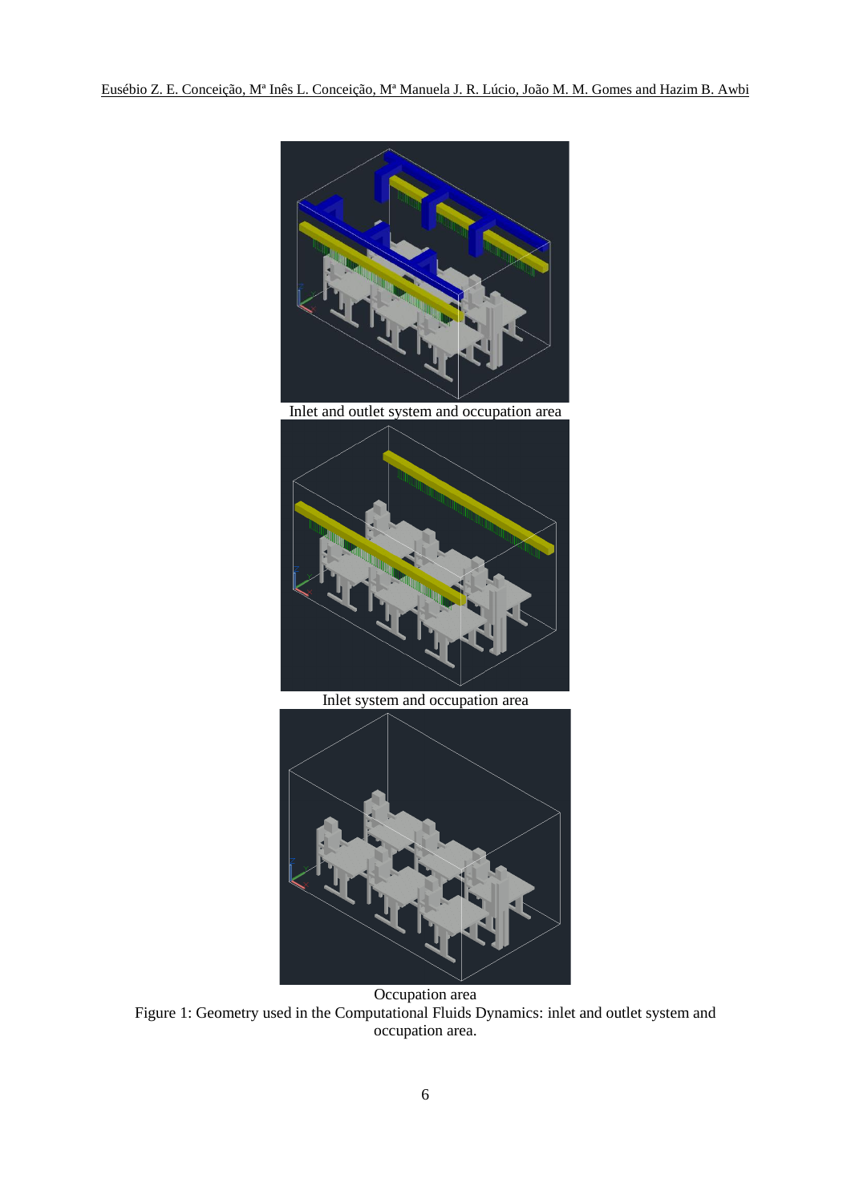Inlet and outlet system and occupation area

Inlet system and occupation area

Occupation area

Figure 1: Geometry used in the Computational Fluids Dynamics: inlet and outlet system and occupation area.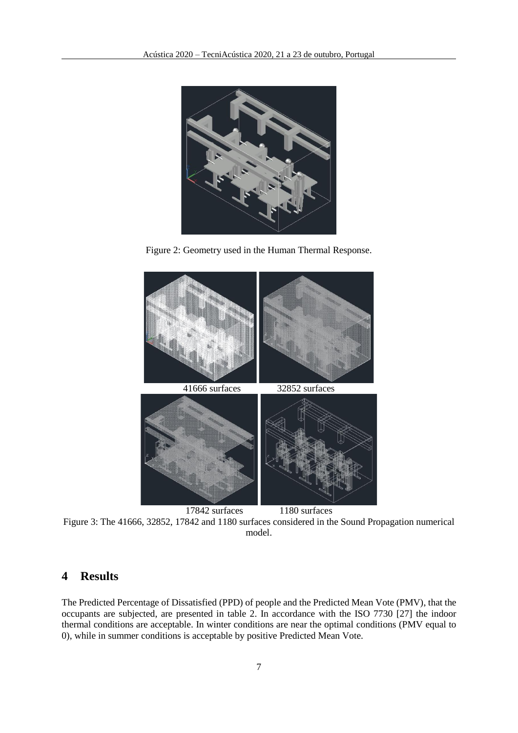Figure 2: Geometry used in the Human Thermal Response.

41666 surfaces 32852 surfaces

17842 surfaces 1180 surfaces

Figure 3: The 41666, 32852, 17842 and 1180 surfaces considered in the Sound Propagation numerical model.

# 4 Results

The Predicted Percentage of Dissatisfied (PPD) of people and the Predicted Mean Vote (PMV), that the occupants are subjected, are presented in table 2. In accordance with the ISO 7730 [27] the indoor thermal conditions are acceptable. In winter conditions are near the optimal conditions (PMV equal to 0), while in summer conditions is acceptable by positive Predicted Mean Vote.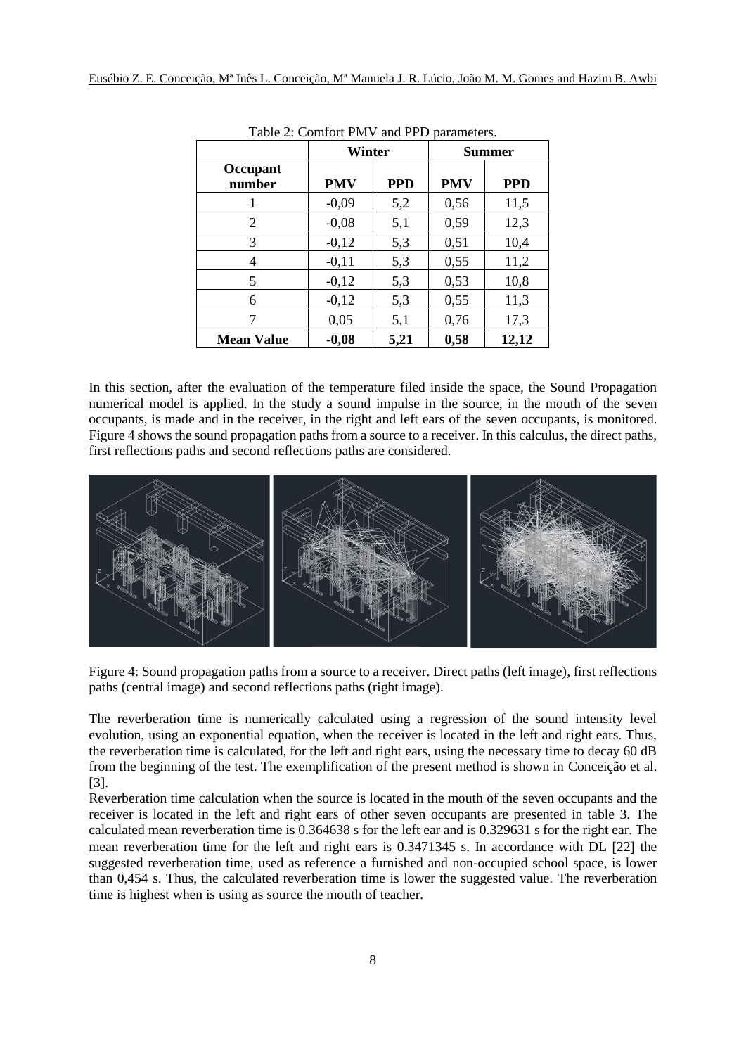Table 2: Comfort PMV and PPD parameters.

| Occupant number | Winter | | Summer | |
|---|---|---|---|---|
| | **PMV** | **PPD** | **PMV** | **PPD** |
| 1 | -0,09 | 5,2 | 0,56 | 11,5 |
| 2 | -0,08 | 5,1 | 0,59 | 12,3 |
| 3 | -0,12 | 5,3 | 0,51 | 10,4 |
| 4 | -0,11 | 5,3 | 0,55 | 11,2 |
| 5 | -0,12 | 5,3 | 0,53 | 10,8 |
| 6 | -0,12 | 5,3 | 0,55 | 11,3 |
| 7 | 0,05 | 5,1 | 0,76 | 17,3 |
| **Mean Value** | **-0,08** | **5,21** | **0,58** | **12,12** |

In this section, after the evaluation of the temperature filed inside the space, the Sound Propagation numerical model is applied. In the study a sound impulse in the source, in the mouth of the seven occupants, is made and in the receiver, in the right and left ears of the seven occupants, is monitored. Figure 4 shows the sound propagation paths from a source to a receiver. In this calculus, the direct paths, first reflections paths and second reflections paths are considered.

Figure 4: Sound propagation paths from a source to a receiver. Direct paths (left image), first reflections paths (central image) and second reflections paths (right image).

The reverberation time is numerically calculated using a regression of the sound intensity level evolution, using an exponential equation, when the receiver is located in the left and right ears. Thus, the reverberation time is calculated, for the left and right ears, using the necessary time to decay 60 dB from the beginning of the test. The exemplification of the present method is shown in Conceição et al. [3].

Reverberation time calculation when the source is located in the mouth of the seven occupants and the receiver is located in the left and right ears of other seven occupants are presented in table 3. The calculated mean reverberation time is 0.364638 s for the left ear and is 0.329631 s for the right ear. The mean reverberation time for the left and right ears is 0.3471345 s. In accordance with DL [22] the suggested reverberation time, used as reference a furnished and non-occupied school space, is lower than 0,454 s. Thus, the calculated reverberation time is lower the suggested value. The reverberation time is highest when is using as source the mouth of teacher.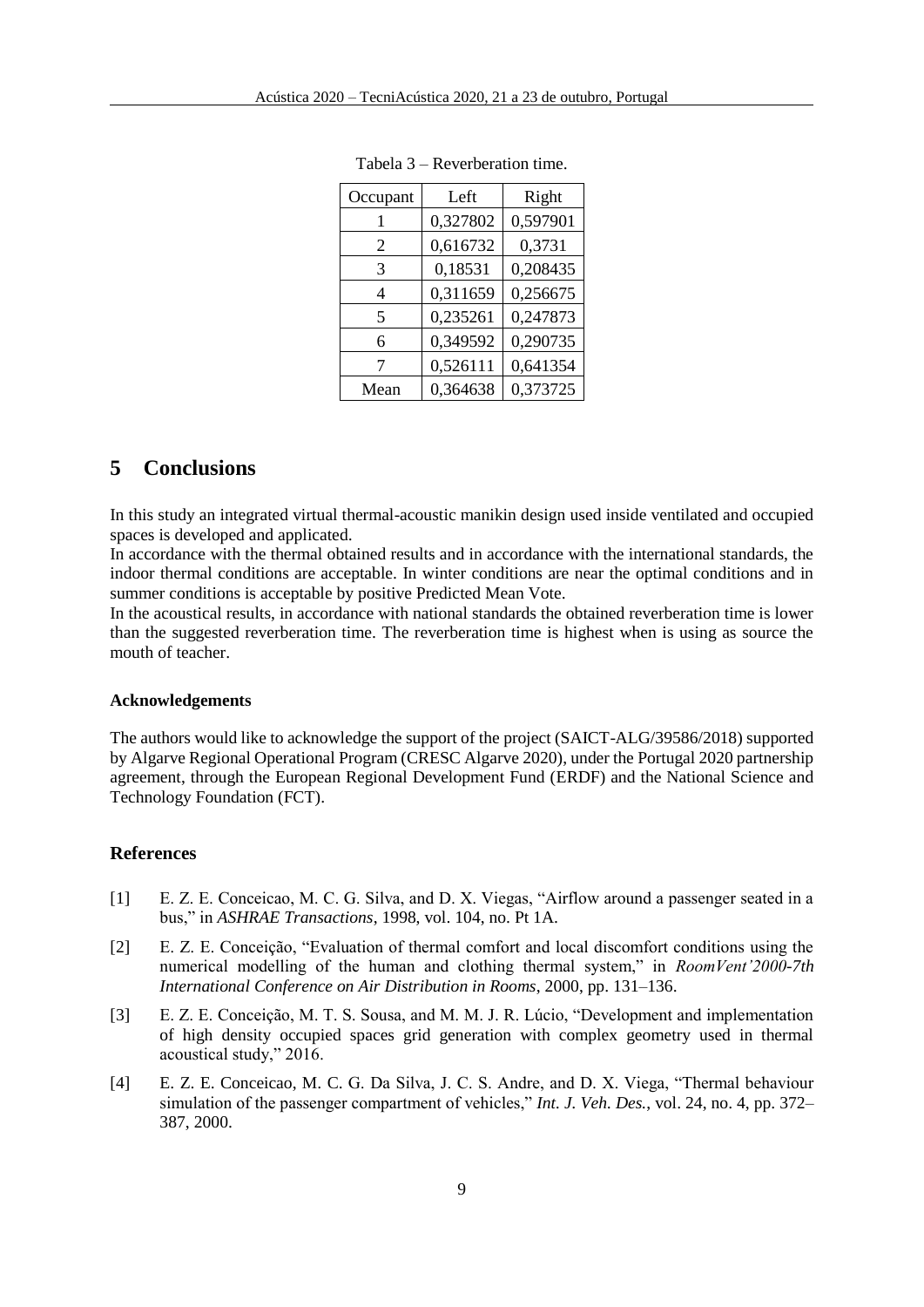Tabela 3 – Reverberation time.

| Occupant | Left | Right |
|---|---|---|
| 1 | 0,327802 | 0,597901 |
| 2 | 0,616732 | 0,3731 |
| 3 | 0,18531 | 0,208435 |
| 4 | 0,311659 | 0,256675 |
| 5 | 0,235261 | 0,247873 |
| 6 | 0,349592 | 0,290735 |
| 7 | 0,526111 | 0,641354 |
| Mean | 0,364638 | 0,373725 |

## 5 Conclusions

In this study an integrated virtual thermal-acoustic manikin design used inside ventilated and occupied spaces is developed and applicated.

In accordance with the thermal obtained results and in accordance with the international standards, the indoor thermal conditions are acceptable. In winter conditions are near the optimal conditions and in summer conditions is acceptable by positive Predicted Mean Vote.

In the acoustical results, in accordance with national standards the obtained reverberation time is lower than the suggested reverberation time. The reverberation time is highest when is using as source the mouth of teacher.

#### Acknowledgements

The authors would like to acknowledge the support of the project (SAICT-ALG/39586/2018) supported by Algarve Regional Operational Program (CRESC Algarve 2020), under the Portugal 2020 partnership agreement, through the European Regional Development Fund (ERDF) and the National Science and Technology Foundation (FCT).

### References

[1] E. Z. E. Conceicao, M. C. G. Silva, and D. X. Viegas, "Airflow around a passenger seated in a bus," in *ASHRAE Transactions*, 1998, vol. 104, no. Pt 1A.

[2] E. Z. E. Conceição, "Evaluation of thermal comfort and local discomfort conditions using the numerical modelling of the human and clothing thermal system," in *RoomVent'2000-7th International Conference on Air Distribution in Rooms*, 2000, pp. 131–136.

[3] E. Z. E. Conceição, M. T. S. Sousa, and M. M. J. R. Lúcio, "Development and implementation of high density occupied spaces grid generation with complex geometry used in thermal acoustical study," 2016.

[4] E. Z. E. Conceicao, M. C. G. Da Silva, J. C. S. Andre, and D. X. Viega, "Thermal behaviour simulation of the passenger compartment of vehicles," *Int. J. Veh. Des.*, vol. 24, no. 4, pp. 372–387, 2000.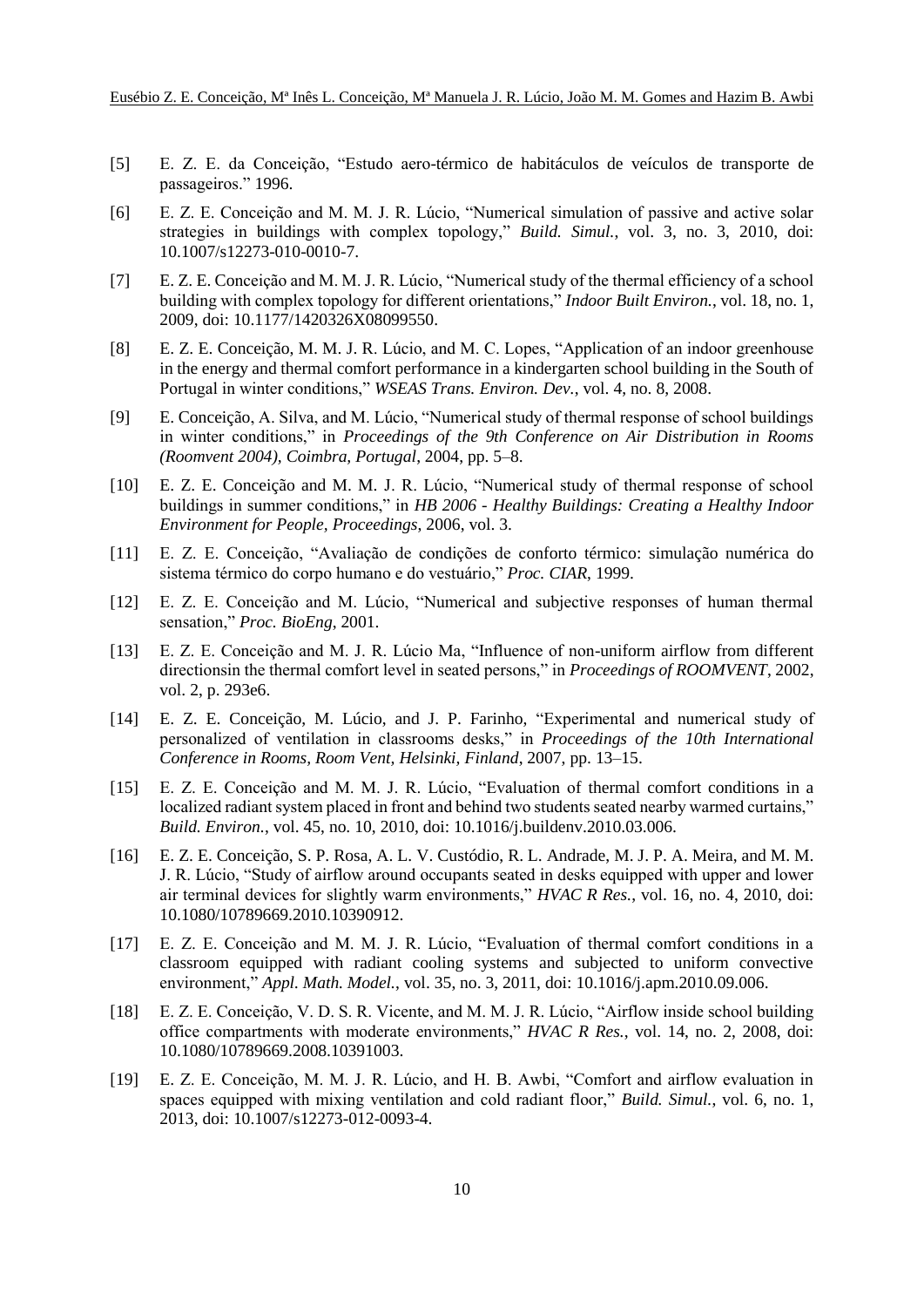[5] E. Z. E. da Conceição, "Estudo aero-térmico de habitáculos de veículos de transporte de passageiros." 1996.

[6] E. Z. E. Conceição and M. M. J. R. Lúcio, "Numerical simulation of passive and active solar strategies in buildings with complex topology," *Build. Simul.*, vol. 3, no. 3, 2010, doi: 10.1007/s12273-010-0010-7.

[7] E. Z. E. Conceição and M. M. J. R. Lúcio, "Numerical study of the thermal efficiency of a school building with complex topology for different orientations," *Indoor Built Environ.*, vol. 18, no. 1, 2009, doi: 10.1177/1420326X08099550.

[8] E. Z. E. Conceição, M. M. J. R. Lúcio, and M. C. Lopes, "Application of an indoor greenhouse in the energy and thermal comfort performance in a kindergarten school building in the South of Portugal in winter conditions," *WSEAS Trans. Environ. Dev.*, vol. 4, no. 8, 2008.

[9] E. Conceição, A. Silva, and M. Lúcio, "Numerical study of thermal response of school buildings in winter conditions," in *Proceedings of the 9th Conference on Air Distribution in Rooms (Roomvent 2004), Coimbra, Portugal*, 2004, pp. 5–8.

[10] E. Z. E. Conceição and M. M. J. R. Lúcio, "Numerical study of thermal response of school buildings in summer conditions," in *HB 2006 - Healthy Buildings: Creating a Healthy Indoor Environment for People, Proceedings*, 2006, vol. 3.

[11] E. Z. E. Conceição, "Avaliação de condições de conforto térmico: simulação numérica do sistema térmico do corpo humano e do vestuário," *Proc. CIAR*, 1999.

[12] E. Z. E. Conceição and M. Lúcio, "Numerical and subjective responses of human thermal sensation," *Proc. BioEng*, 2001.

[13] E. Z. E. Conceição and M. J. R. Lúcio Ma, "Influence of non-uniform airflow from different directionsin the thermal comfort level in seated persons," in *Proceedings of ROOMVENT*, 2002, vol. 2, p. 293e6.

[14] E. Z. E. Conceição, M. Lúcio, and J. P. Farinho, "Experimental and numerical study of personalized of ventilation in classrooms desks," in *Proceedings of the 10th International Conference in Rooms, Room Vent, Helsinki, Finland*, 2007, pp. 13–15.

[15] E. Z. E. Conceição and M. M. J. R. Lúcio, "Evaluation of thermal comfort conditions in a localized radiant system placed in front and behind two students seated nearby warmed curtains," *Build. Environ.*, vol. 45, no. 10, 2010, doi: 10.1016/j.buildenv.2010.03.006.

[16] E. Z. E. Conceição, S. P. Rosa, A. L. V. Custódio, R. L. Andrade, M. J. P. A. Meira, and M. M. J. R. Lúcio, "Study of airflow around occupants seated in desks equipped with upper and lower air terminal devices for slightly warm environments," *HVAC R Res.*, vol. 16, no. 4, 2010, doi: 10.1080/10789669.2010.10390912.

[17] E. Z. E. Conceição and M. M. J. R. Lúcio, "Evaluation of thermal comfort conditions in a classroom equipped with radiant cooling systems and subjected to uniform convective environment," *Appl. Math. Model.*, vol. 35, no. 3, 2011, doi: 10.1016/j.apm.2010.09.006.

[18] E. Z. E. Conceição, V. D. S. R. Vicente, and M. M. J. R. Lúcio, "Airflow inside school building office compartments with moderate environments," *HVAC R Res.*, vol. 14, no. 2, 2008, doi: 10.1080/10789669.2008.10391003.

[19] E. Z. E. Conceição, M. M. J. R. Lúcio, and H. B. Awbi, "Comfort and airflow evaluation in spaces equipped with mixing ventilation and cold radiant floor," *Build. Simul.*, vol. 6, no. 1, 2013, doi: 10.1007/s12273-012-0093-4.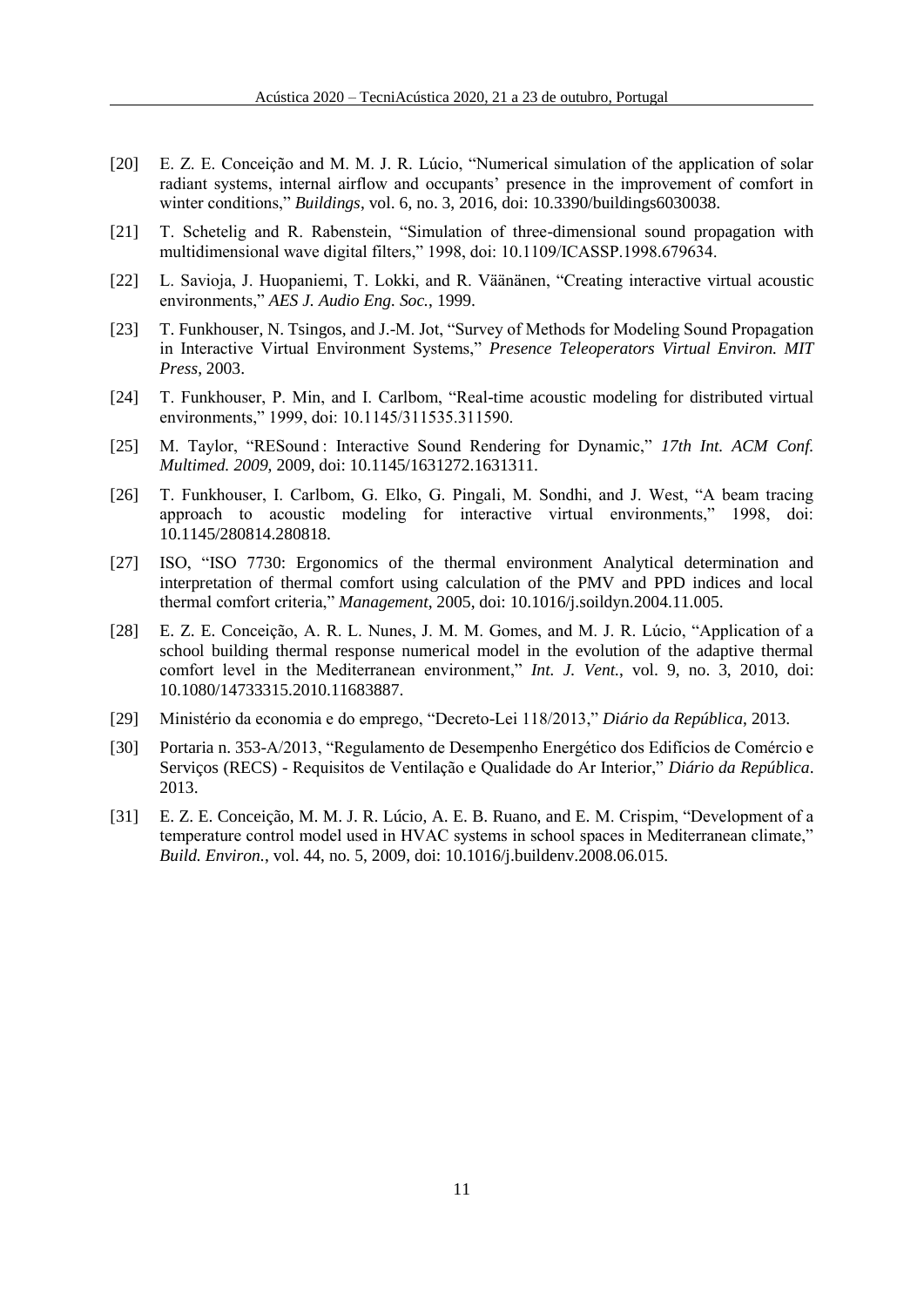[20] E. Z. E. Conceição and M. M. J. R. Lúcio, "Numerical simulation of the application of solar radiant systems, internal airflow and occupants' presence in the improvement of comfort in winter conditions," *Buildings*, vol. 6, no. 3, 2016, doi: 10.3390/buildings6030038.

[21] T. Schetelig and R. Rabenstein, "Simulation of three-dimensional sound propagation with multidimensional wave digital filters," 1998, doi: 10.1109/ICASSP.1998.679634.

[22] L. Savioja, J. Huopaniemi, T. Lokki, and R. Väänänen, "Creating interactive virtual acoustic environments," *AES J. Audio Eng. Soc.*, 1999.

[23] T. Funkhouser, N. Tsingos, and J.-M. Jot, "Survey of Methods for Modeling Sound Propagation in Interactive Virtual Environment Systems," *Presence Teleoperators Virtual Environ. MIT Press*, 2003.

[24] T. Funkhouser, P. Min, and I. Carlbom, "Real-time acoustic modeling for distributed virtual environments," 1999, doi: 10.1145/311535.311590.

[25] M. Taylor, "RESound : Interactive Sound Rendering for Dynamic," *17th Int. ACM Conf. Multimed. 2009*, 2009, doi: 10.1145/1631272.1631311.

[26] T. Funkhouser, I. Carlbom, G. Elko, G. Pingali, M. Sondhi, and J. West, "A beam tracing approach to acoustic modeling for interactive virtual environments," 1998, doi: 10.1145/280814.280818.

[27] ISO, "ISO 7730: Ergonomics of the thermal environment Analytical determination and interpretation of thermal comfort using calculation of the PMV and PPD indices and local thermal comfort criteria," *Management*, 2005, doi: 10.1016/j.soildyn.2004.11.005.

[28] E. Z. E. Conceição, A. R. L. Nunes, J. M. M. Gomes, and M. J. R. Lúcio, "Application of a school building thermal response numerical model in the evolution of the adaptive thermal comfort level in the Mediterranean environment," *Int. J. Vent.*, vol. 9, no. 3, 2010, doi: 10.1080/14733315.2010.11683887.

[29] Ministério da economia e do emprego, "Decreto-Lei 118/2013," *Diário da República*, 2013.

[30] Portaria n. 353-A/2013, "Regulamento de Desempenho Energético dos Edifícios de Comércio e Serviços (RECS) - Requisitos de Ventilação e Qualidade do Ar Interior," *Diário da República*. 2013.

[31] E. Z. E. Conceição, M. M. J. R. Lúcio, A. E. B. Ruano, and E. M. Crispim, "Development of a temperature control model used in HVAC systems in school spaces in Mediterranean climate," *Build. Environ.*, vol. 44, no. 5, 2009, doi: 10.1016/j.buildenv.2008.06.015.